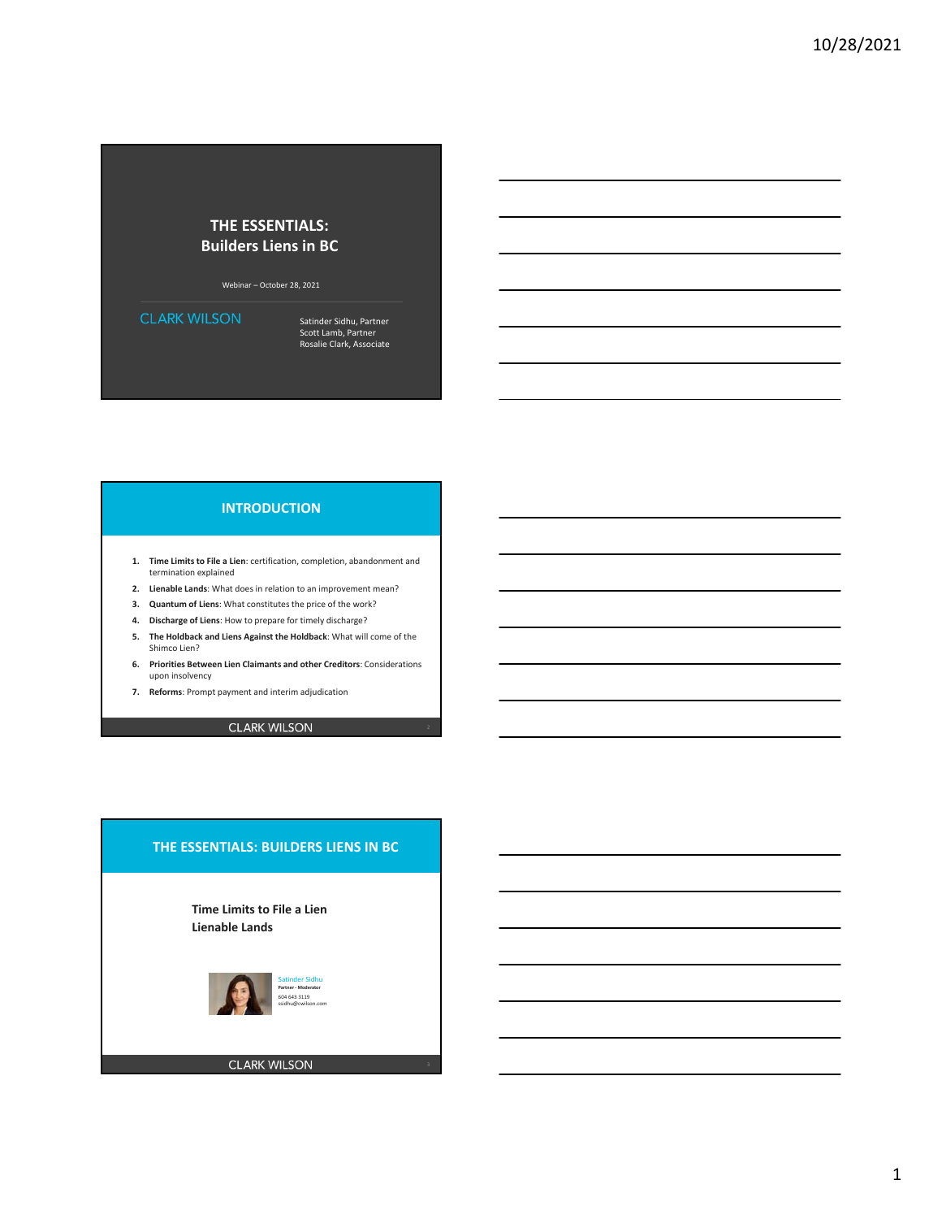# THE ESSENTIALS: Builders Liens in BC

Webinar – October 28, 2021

CLARK WILSON

Satinder Sidhu, Partner
Scott Lamb, Partner
Rosalie Clark, Associate

## INTRODUCTION

1. **Time Limits to File a Lien**: certification, completion, abandonment and termination explained
2. **Lienable Lands**: What does in relation to an improvement mean?
3. **Quantum of Liens**: What constitutes the price of the work?
4. **Discharge of Liens**: How to prepare for timely discharge?
5. **The Holdback and Liens Against the Holdback**: What will come of the Shimco Lien?
6. **Priorities Between Lien Claimants and other Creditors**: Considerations upon insolvency
7. **Reforms**: Prompt payment and interim adjudication

CLARK WILSON

## THE ESSENTIALS: BUILDERS LIENS IN BC

**Time Limits to File a Lien**
**Lienable Lands**

Satinder Sidhu
Partner - Moderator
604 643 3119
ssidhu@cwilson.com

CLARK WILSON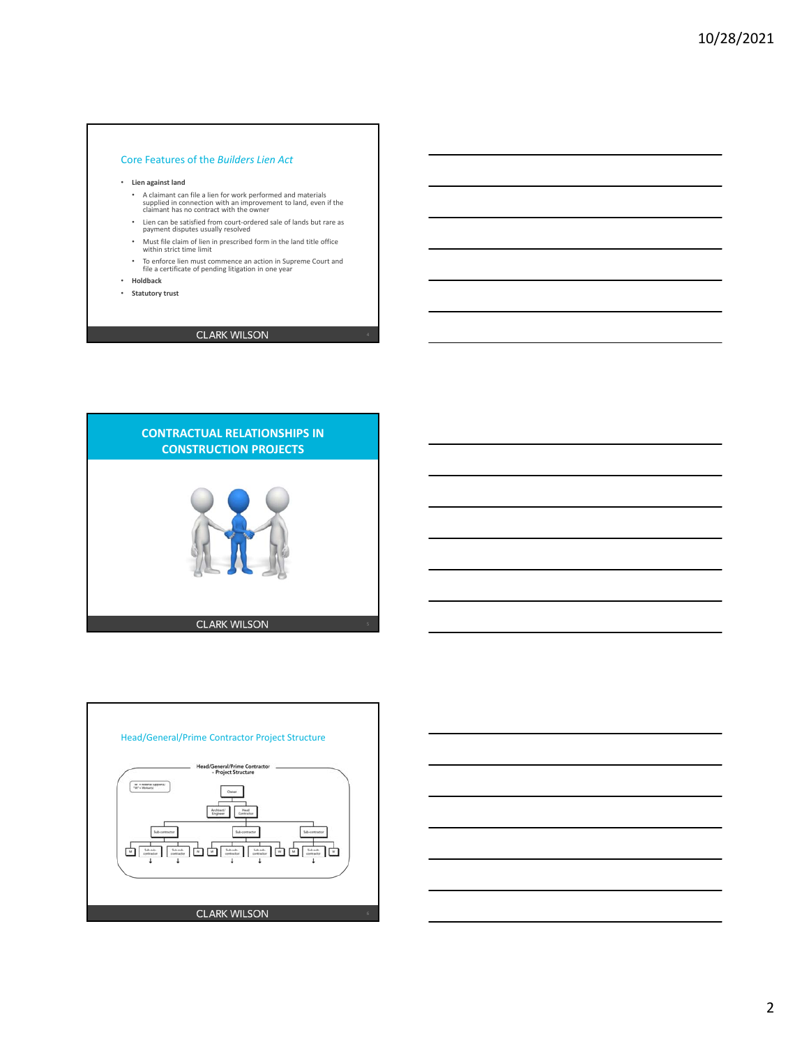## Core Features of the *Builders Lien Act*

- **Lien against land**
  - A claimant can file a lien for work performed and materials supplied in connection with an improvement to land, even if the claimant has no contract with the owner
  - Lien can be satisfied from court-ordered sale of lands but rare as payment disputes usually resolved
  - Must file claim of lien in prescribed form in the land title office within strict time limit
  - To enforce lien must commence an action in Supreme Court and file a certificate of pending litigation in one year
- **Holdback**
- **Statutory trust**

CLARK WILSON

## CONTRACTUAL RELATIONSHIPS IN CONSTRUCTION PROJECTS

CLARK WILSON

## Head/General/Prime Contractor Project Structure

Head/General/Prime Contractor – Project Structure

CLARK WILSON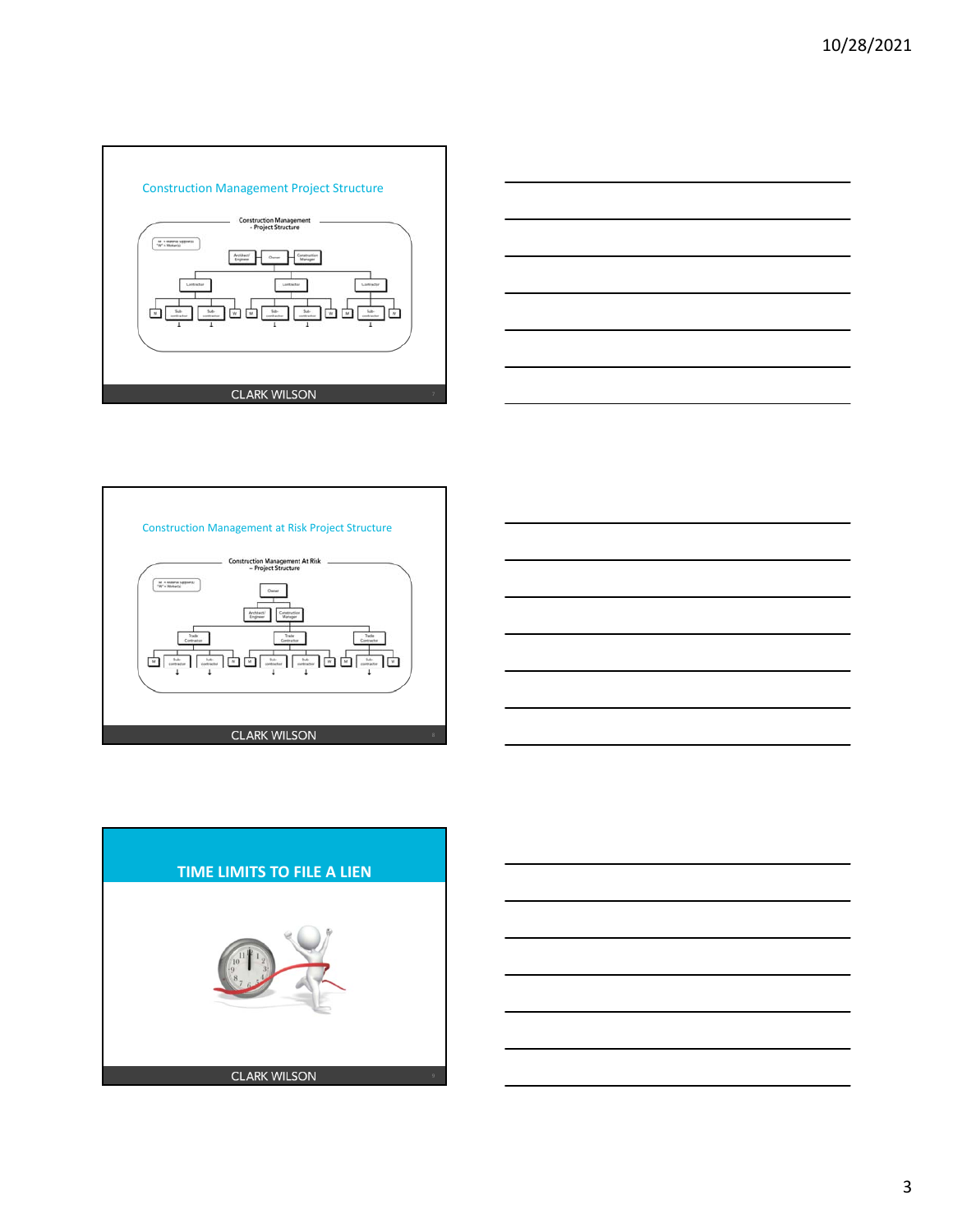## Construction Management Project Structure

Construction Management – Project Structure

CLARK WILSON

## Construction Management at Risk Project Structure

Construction Management At Risk – Project Structure

CLARK WILSON

## TIME LIMITS TO FILE A LIEN

CLARK WILSON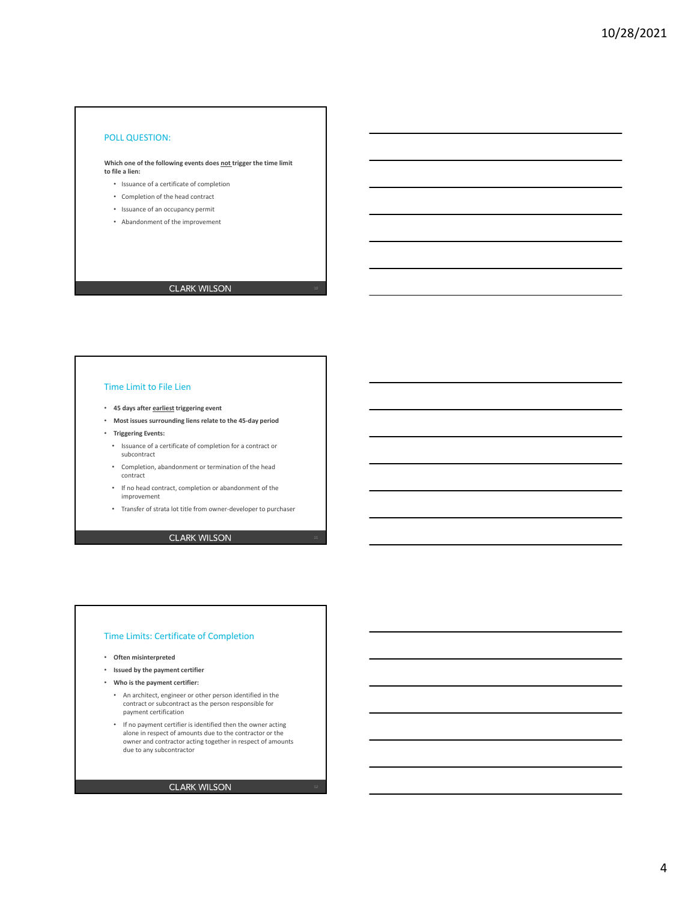## POLL QUESTION:

**Which one of the following events does not trigger the time limit to file a lien:**

- Issuance of a certificate of completion
- Completion of the head contract
- Issuance of an occupancy permit
- Abandonment of the improvement

CLARK WILSON

## Time Limit to File Lien

- **45 days after earliest triggering event**
- **Most issues surrounding liens relate to the 45-day period**
- **Triggering Events:**
  - Issuance of a certificate of completion for a contract or subcontract
  - Completion, abandonment or termination of the head contract
  - If no head contract, completion or abandonment of the improvement
  - Transfer of strata lot title from owner-developer to purchaser

CLARK WILSON

## Time Limits: Certificate of Completion

- **Often misinterpreted**
- **Issued by the payment certifier**
- **Who is the payment certifier:**
  - An architect, engineer or other person identified in the contract or subcontract as the person responsible for payment certification
  - If no payment certifier is identified then the owner acting alone in respect of amounts due to the contractor or the owner and contractor acting together in respect of amounts due to any subcontractor

CLARK WILSON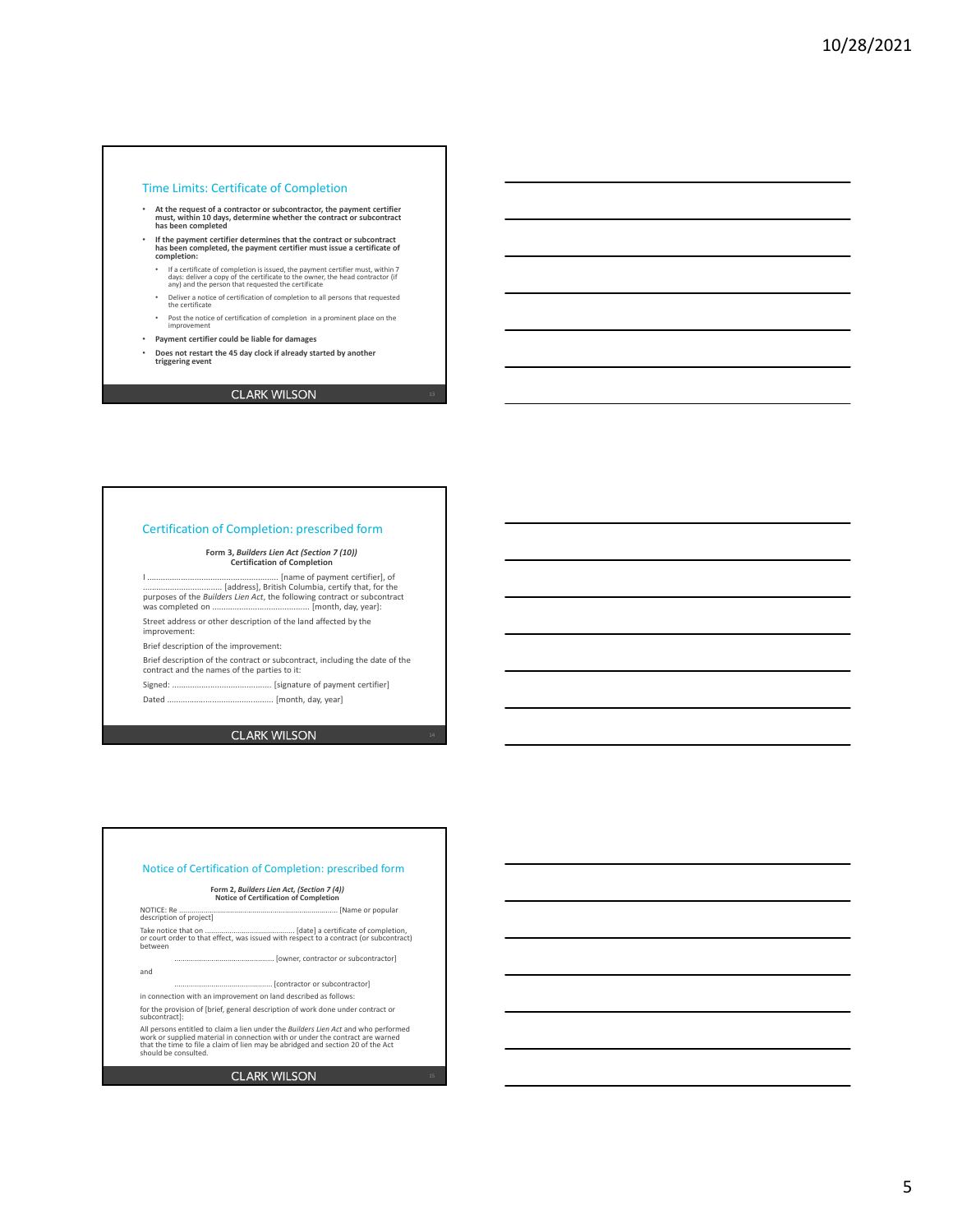## Time Limits: Certificate of Completion

- **At the request of a contractor or subcontractor, the payment certifier must, within 10 days, determine whether the contract or subcontract has been completed**
- **If the payment certifier determines that the contract or subcontract has been completed, the payment certifier must issue a certificate of completion:**
  - If a certificate of completion is issued, the payment certifier must, within 7 days: deliver a copy of the certificate to the owner, the head contractor (if any) and the person that requested the certificate
  - Deliver a notice of certification of completion to all persons that requested the certificate
  - Post the notice of certification of completion in a prominent place on the improvement
- **Payment certifier could be liable for damages**
- **Does not restart the 45 day clock if already started by another triggering event**

CLARK WILSON

## Certification of Completion: prescribed form

**Form 3, *Builders Lien Act (Section 7 (10))***
**Certification of Completion**

I ........................................................ [name of payment certifier], of .................................. [address], British Columbia, certify that, for the purposes of the *Builders Lien Act*, the following contract or subcontract was completed on ........................................ [month, day, year]:

Street address or other description of the land affected by the improvement:

Brief description of the improvement:

Brief description of the contract or subcontract, including the date of the contract and the names of the parties to it:

Signed: ........................................... [signature of payment certifier]

Dated ............................................... [month, day, year]

CLARK WILSON

## Notice of Certification of Completion: prescribed form

**Form 2, *Builders Lien Act, (Section 7 (4))***
**Notice of Certification of Completion**

NOTICE: Re ............................................................................ [Name or popular description of project]

Take notice that on ............................................ [date] a certificate of completion, or court order to that effect, was issued with respect to a contract (or subcontract) between

............................................... [owner, contractor or subcontractor]

and

............................................... [contractor or subcontractor]

in connection with an improvement on land described as follows:

for the provision of [brief, general description of work done under contract or subcontract]:

All persons entitled to claim a lien under the *Builders Lien Act* and who performed work or supplied material in connection with or under the contract are warned that the time to file a claim of lien may be abridged and section 20 of the Act should be consulted.

CLARK WILSON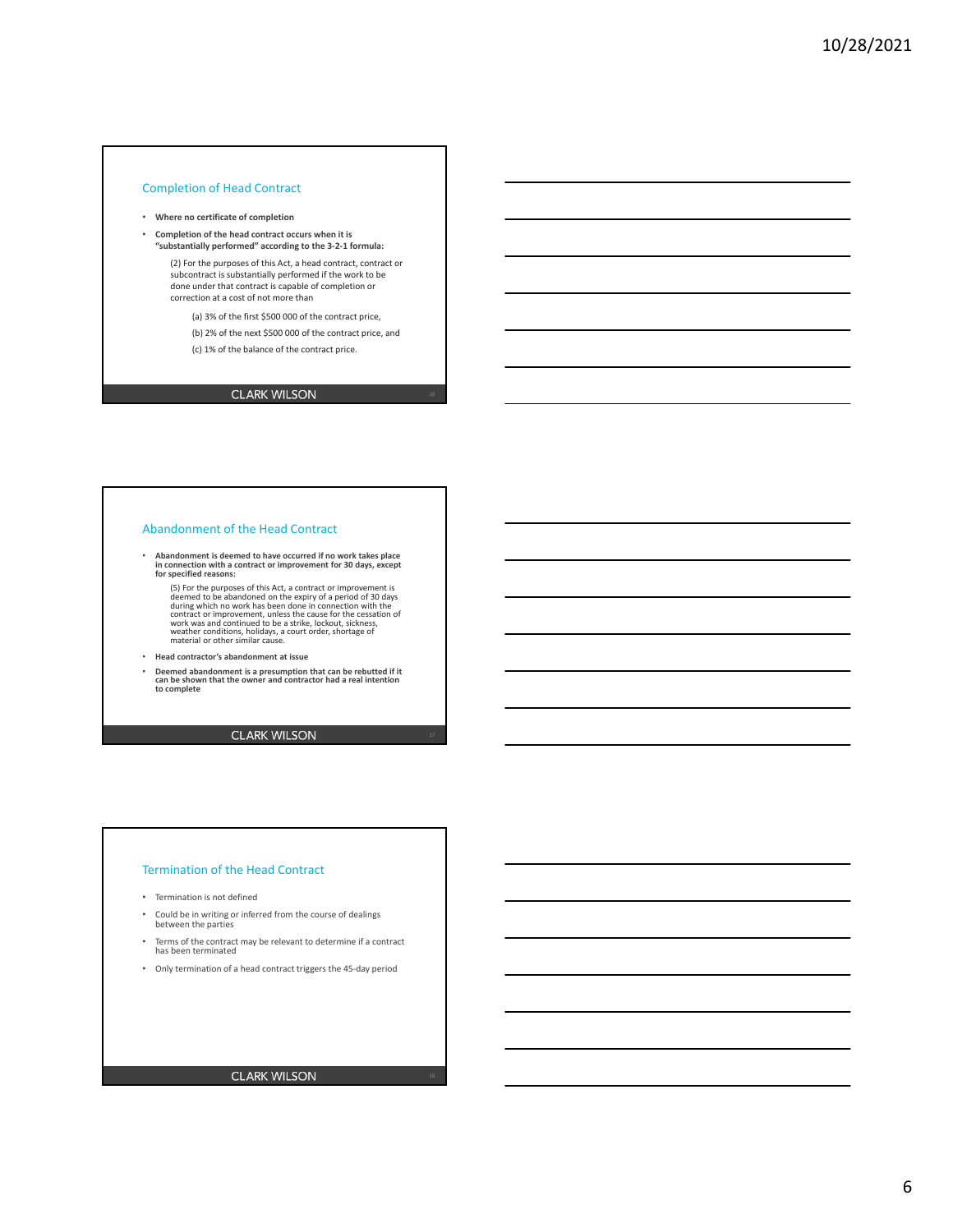## Completion of Head Contract

- **Where no certificate of completion**
- **Completion of the head contract occurs when it is "substantially performed" according to the 3-2-1 formula:**

  (2) For the purposes of this Act, a head contract, contract or subcontract is substantially performed if the work to be done under that contract is capable of completion or correction at a cost of not more than

  (a) 3% of the first $500 000 of the contract price,

  (b) 2% of the next $500 000 of the contract price, and

  (c) 1% of the balance of the contract price.

CLARK WILSON

## Abandonment of the Head Contract

- **Abandonment is deemed to have occurred if no work takes place in connection with a contract or improvement for 30 days, except for specified reasons:**

  (5) For the purposes of this Act, a contract or improvement is deemed to be abandoned on the expiry of a period of 30 days during which no work has been done in connection with the contract or improvement, unless the cause for the cessation of work was and continued to be a strike, lockout, sickness, weather conditions, holidays, a court order, shortage of material or other similar cause.

- **Head contractor's abandonment at issue**
- **Deemed abandonment is a presumption that can be rebutted if it can be shown that the owner and contractor had a real intention to complete**

CLARK WILSON

## Termination of the Head Contract

- Termination is not defined
- Could be in writing or inferred from the course of dealings between the parties
- Terms of the contract may be relevant to determine if a contract has been terminated
- Only termination of a head contract triggers the 45-day period

CLARK WILSON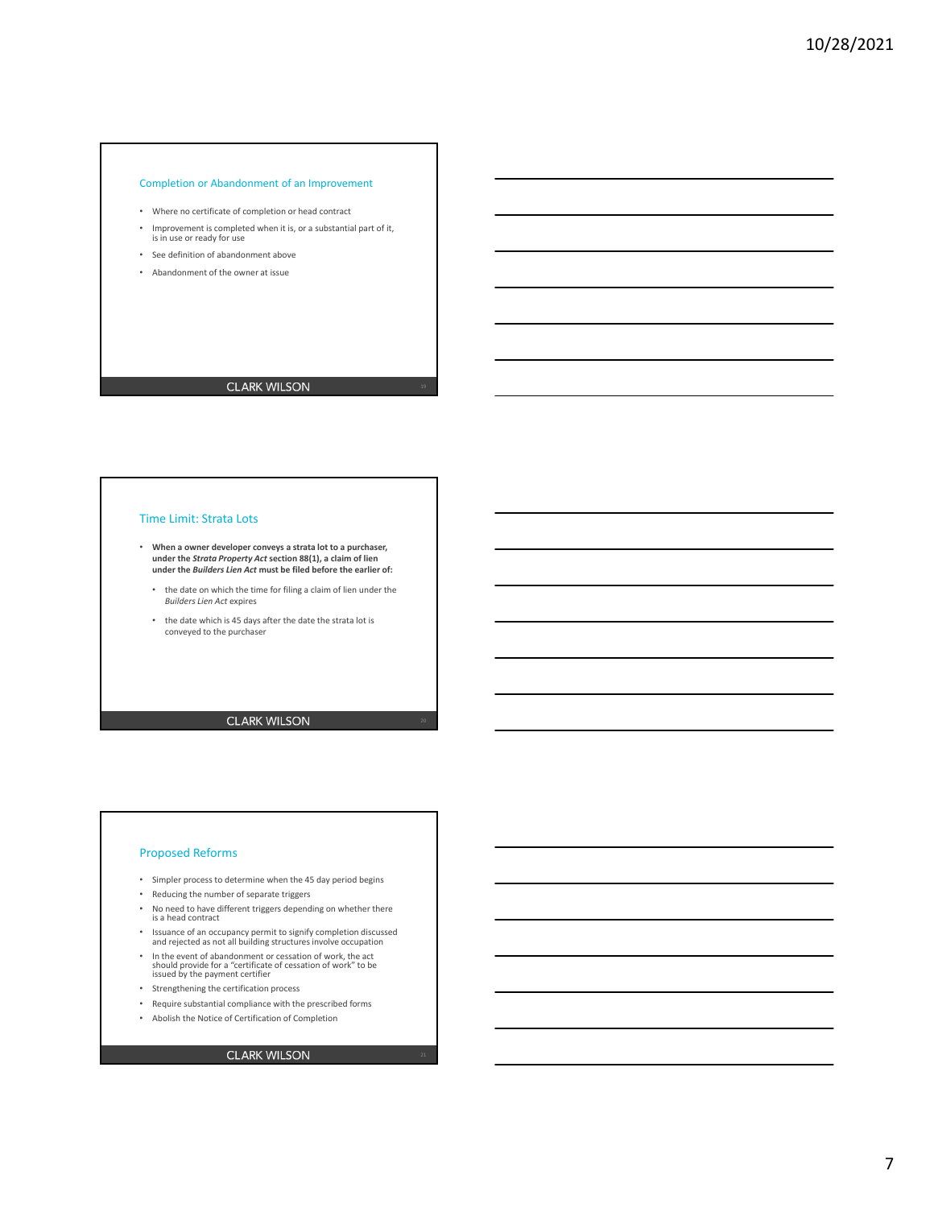## Completion or Abandonment of an Improvement

- Where no certificate of completion or head contract
- Improvement is completed when it is, or a substantial part of it, is in use or ready for use
- See definition of abandonment above
- Abandonment of the owner at issue

## Time Limit: Strata Lots

- **When a owner developer conveys a strata lot to a purchaser, under the *Strata Property Act* section 88(1), a claim of lien under the *Builders Lien Act* must be filed before the earlier of:**
  - the date on which the time for filing a claim of lien under the *Builders Lien Act* expires
  - the date which is 45 days after the date the strata lot is conveyed to the purchaser

## Proposed Reforms

- Simpler process to determine when the 45 day period begins
- Reducing the number of separate triggers
- No need to have different triggers depending on whether there is a head contract
- Issuance of an occupancy permit to signify completion discussed and rejected as not all building structures involve occupation
- In the event of abandonment or cessation of work, the act should provide for a "certificate of cessation of work" to be issued by the payment certifier
- Strengthening the certification process
- Require substantial compliance with the prescribed forms
- Abolish the Notice of Certification of Completion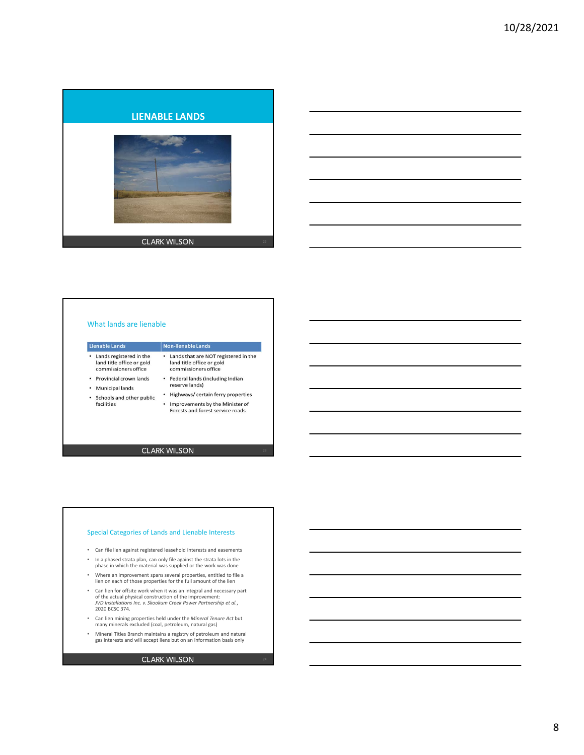## LIENABLE LANDS

## What lands are lienable

| Lienable Lands | Non-lienable Lands |
|---|---|
| • Lands registered in the land title office or gold commissioners office<br>• Provincial crown lands<br>• Municipal lands<br>• Schools and other public facilities | • Lands that are NOT registered in the land title office or gold commissioners office<br>• Federal lands (including Indian reserve lands)<br>• Highways/ certain ferry properties<br>• Improvements by the Minister of Forests and forest service roads |

## Special Categories of Lands and Lienable Interests

- Can file lien against registered leasehold interests and easements
- In a phased strata plan, can only file against the strata lots in the phase in which the material was supplied or the work was done
- Where an improvement spans several properties, entitled to file a lien on each of those properties for the full amount of the lien
- Can lien for offsite work when it was an integral and necessary part of the actual physical construction of the improvement: *JVD Installations Inc. v. Skookum Creek Power Partnership et al.*, 2020 BCSC 374.
- Can lien mining properties held under the *Mineral Tenure Act* but many minerals excluded (coal, petroleum, natural gas)
- Mineral Titles Branch maintains a registry of petroleum and natural gas interests and will accept liens but on an information basis only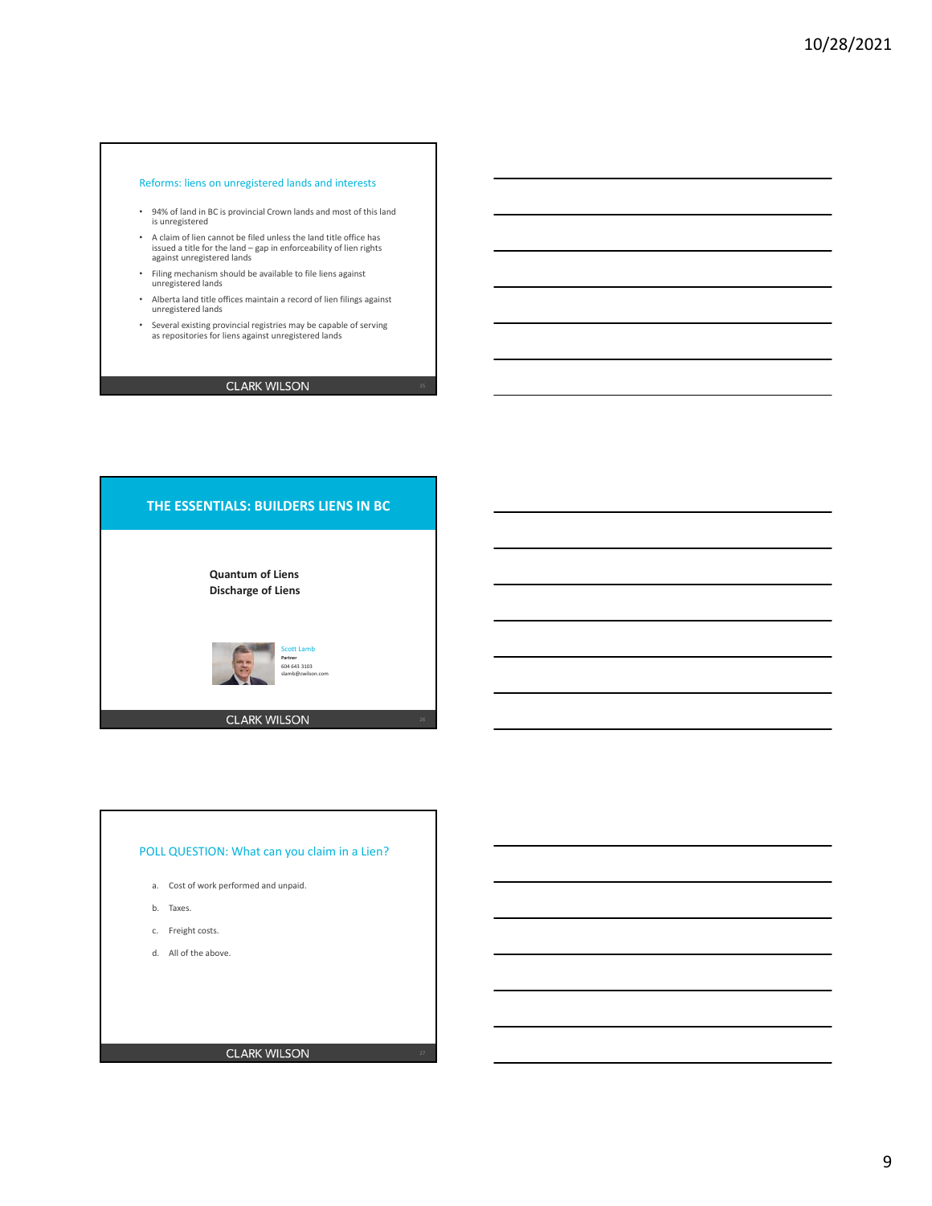## Reforms: liens on unregistered lands and interests

- 94% of land in BC is provincial Crown lands and most of this land is unregistered
- A claim of lien cannot be filed unless the land title office has issued a title for the land – gap in enforceability of lien rights against unregistered lands
- Filing mechanism should be available to file liens against unregistered lands
- Alberta land title offices maintain a record of lien filings against unregistered lands
- Several existing provincial registries may be capable of serving as repositories for liens against unregistered lands

CLARK WILSON

## THE ESSENTIALS: BUILDERS LIENS IN BC

**Quantum of Liens**
**Discharge of Liens**

Scott Lamb
**Partner**
604 643 3103
slamb@cwilson.com

CLARK WILSON

## POLL QUESTION: What can you claim in a Lien?

a. Cost of work performed and unpaid.

b. Taxes.

c. Freight costs.

d. All of the above.

CLARK WILSON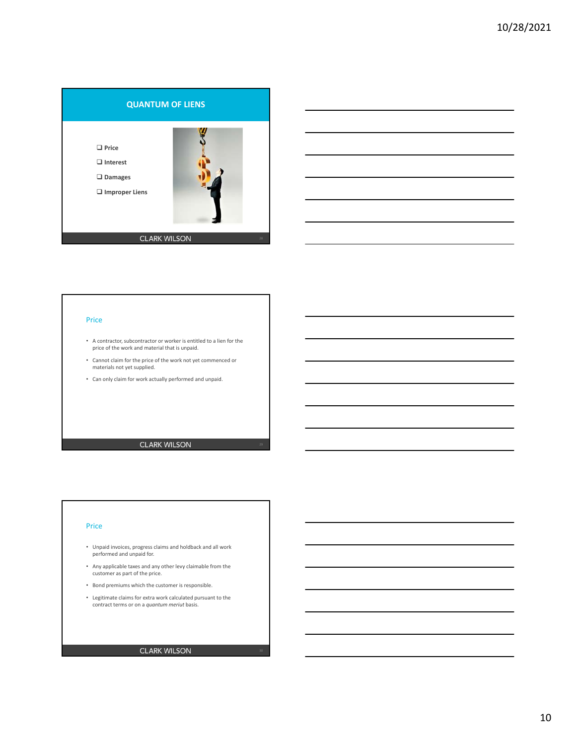## QUANTUM OF LIENS

- ❑ Price
- ❑ Interest
- ❑ Damages
- ❑ Improper Liens

CLARK WILSON

### Price

- A contractor, subcontractor or worker is entitled to a lien for the price of the work and material that is unpaid.
- Cannot claim for the price of the work not yet commenced or materials not yet supplied.
- Can only claim for work actually performed and unpaid.

CLARK WILSON

### Price

- Unpaid invoices, progress claims and holdback and all work performed and unpaid for.
- Any applicable taxes and any other levy claimable from the customer as part of the price.
- Bond premiums which the customer is responsible.
- Legitimate claims for extra work calculated pursuant to the contract terms or on a *quantum meruit* basis.

CLARK WILSON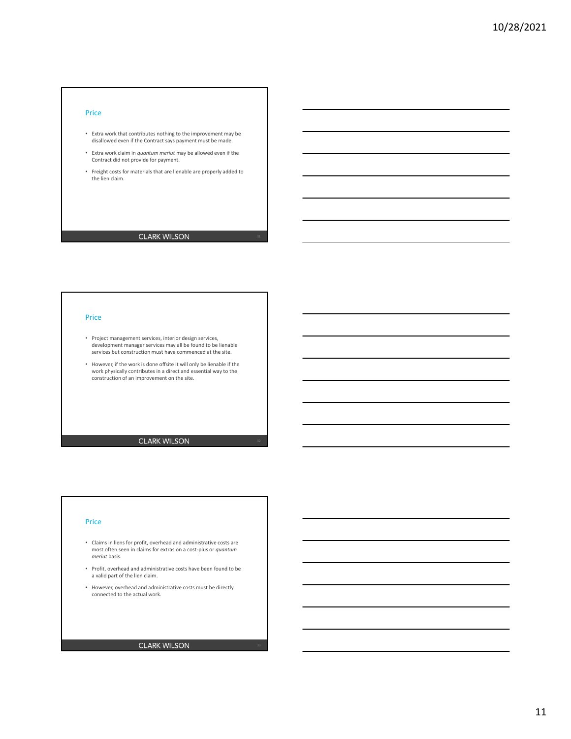## Price

- Extra work that contributes nothing to the improvement may be disallowed even if the Contract says payment must be made.
- Extra work claim in *quantum meriut* may be allowed even if the Contract did not provide for payment.
- Freight costs for materials that are lienable are properly added to the lien claim.

CLARK WILSON

## Price

- Project management services, interior design services, development manager services may all be found to be lienable services but construction must have commenced at the site.
- However, if the work is done offsite it will only be lienable if the work physically contributes in a direct and essential way to the construction of an improvement on the site.

CLARK WILSON

## Price

- Claims in liens for profit, overhead and administrative costs are most often seen in claims for extras on a cost-plus or *quantum meriut* basis.
- Profit, overhead and administrative costs have been found to be a valid part of the lien claim.
- However, overhead and administrative costs must be directly connected to the actual work.

CLARK WILSON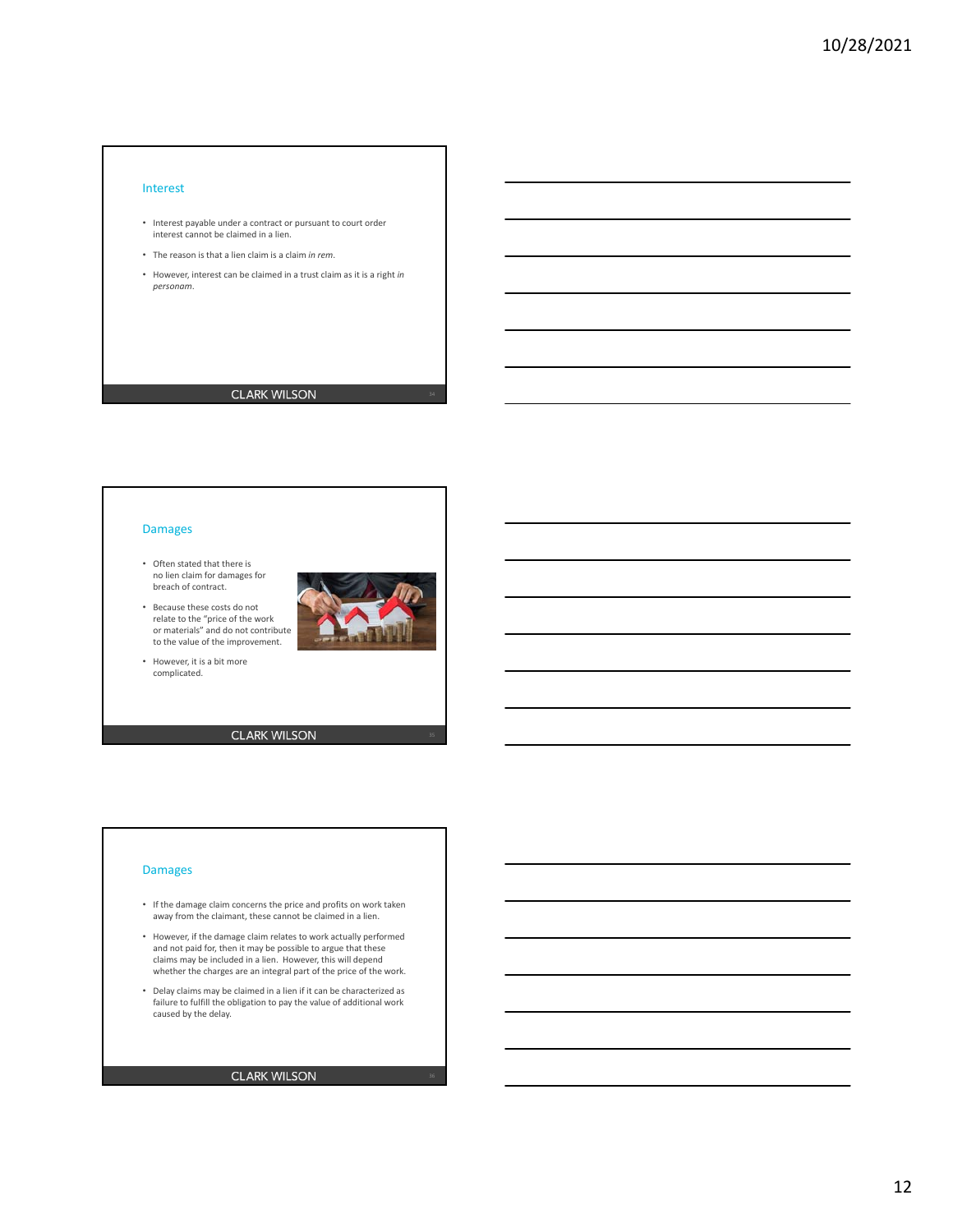## Interest

- Interest payable under a contract or pursuant to court order interest cannot be claimed in a lien.
- The reason is that a lien claim is a claim *in rem*.
- However, interest can be claimed in a trust claim as it is a right *in personam*.

CLARK WILSON

## Damages

- Often stated that there is no lien claim for damages for breach of contract.
- Because these costs do not relate to the "price of the work or materials" and do not contribute to the value of the improvement.
- However, it is a bit more complicated.

CLARK WILSON

## Damages

- If the damage claim concerns the price and profits on work taken away from the claimant, these cannot be claimed in a lien.
- However, if the damage claim relates to work actually performed and not paid for, then it may be possible to argue that these claims may be included in a lien. However, this will depend whether the charges are an integral part of the price of the work.
- Delay claims may be claimed in a lien if it can be characterized as failure to fulfill the obligation to pay the value of additional work caused by the delay.

CLARK WILSON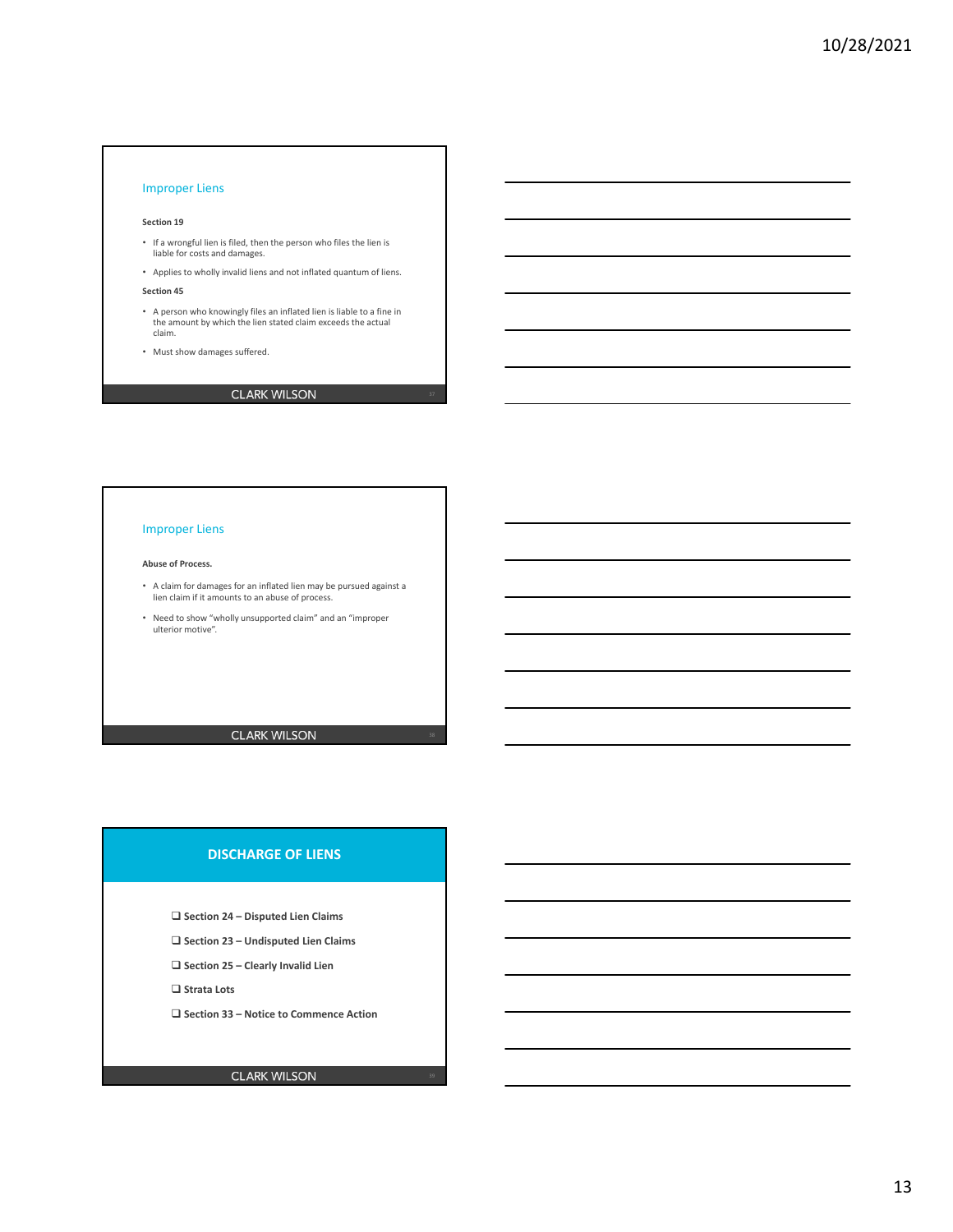## Improper Liens

**Section 19**

- If a wrongful lien is filed, then the person who files the lien is liable for costs and damages.
- Applies to wholly invalid liens and not inflated quantum of liens.

**Section 45**

- A person who knowingly files an inflated lien is liable to a fine in the amount by which the lien stated claim exceeds the actual claim.
- Must show damages suffered.

CLARK WILSON

## Improper Liens

**Abuse of Process.**

- A claim for damages for an inflated lien may be pursued against a lien claim if it amounts to an abuse of process.
- Need to show "wholly unsupported claim" and an "improper ulterior motive".

CLARK WILSON

## DISCHARGE OF LIENS

- ❑ **Section 24 – Disputed Lien Claims**
- ❑ **Section 23 – Undisputed Lien Claims**
- ❑ **Section 25 – Clearly Invalid Lien**
- ❑ **Strata Lots**
- ❑ **Section 33 – Notice to Commence Action**

CLARK WILSON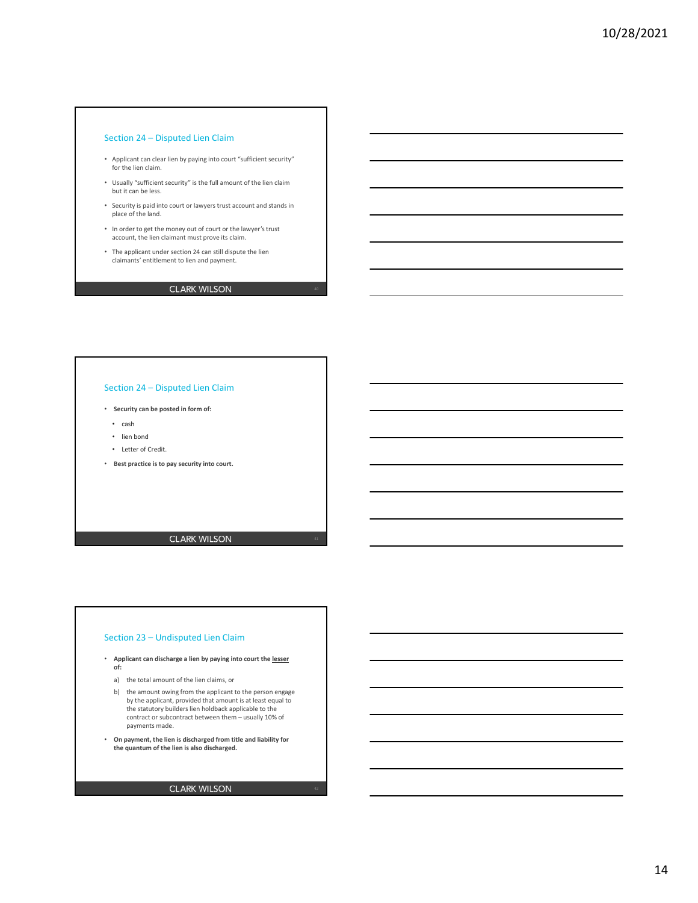## Section 24 – Disputed Lien Claim

- Applicant can clear lien by paying into court "sufficient security" for the lien claim.
- Usually "sufficient security" is the full amount of the lien claim but it can be less.
- Security is paid into court or lawyers trust account and stands in place of the land.
- In order to get the money out of court or the lawyer's trust account, the lien claimant must prove its claim.
- The applicant under section 24 can still dispute the lien claimants' entitlement to lien and payment.

CLARK WILSON

## Section 24 – Disputed Lien Claim

- **Security can be posted in form of:**
  - cash
  - lien bond
  - Letter of Credit.
- **Best practice is to pay security into court.**

CLARK WILSON

## Section 23 – Undisputed Lien Claim

- **Applicant can discharge a lien by paying into court the lesser of:**

  a) the total amount of the lien claims, or

  b) the amount owing from the applicant to the person engage by the applicant, provided that amount is at least equal to the statutory builders lien holdback applicable to the contract or subcontract between them – usually 10% of payments made.

- **On payment, the lien is discharged from title and liability for the quantum of the lien is also discharged.**

CLARK WILSON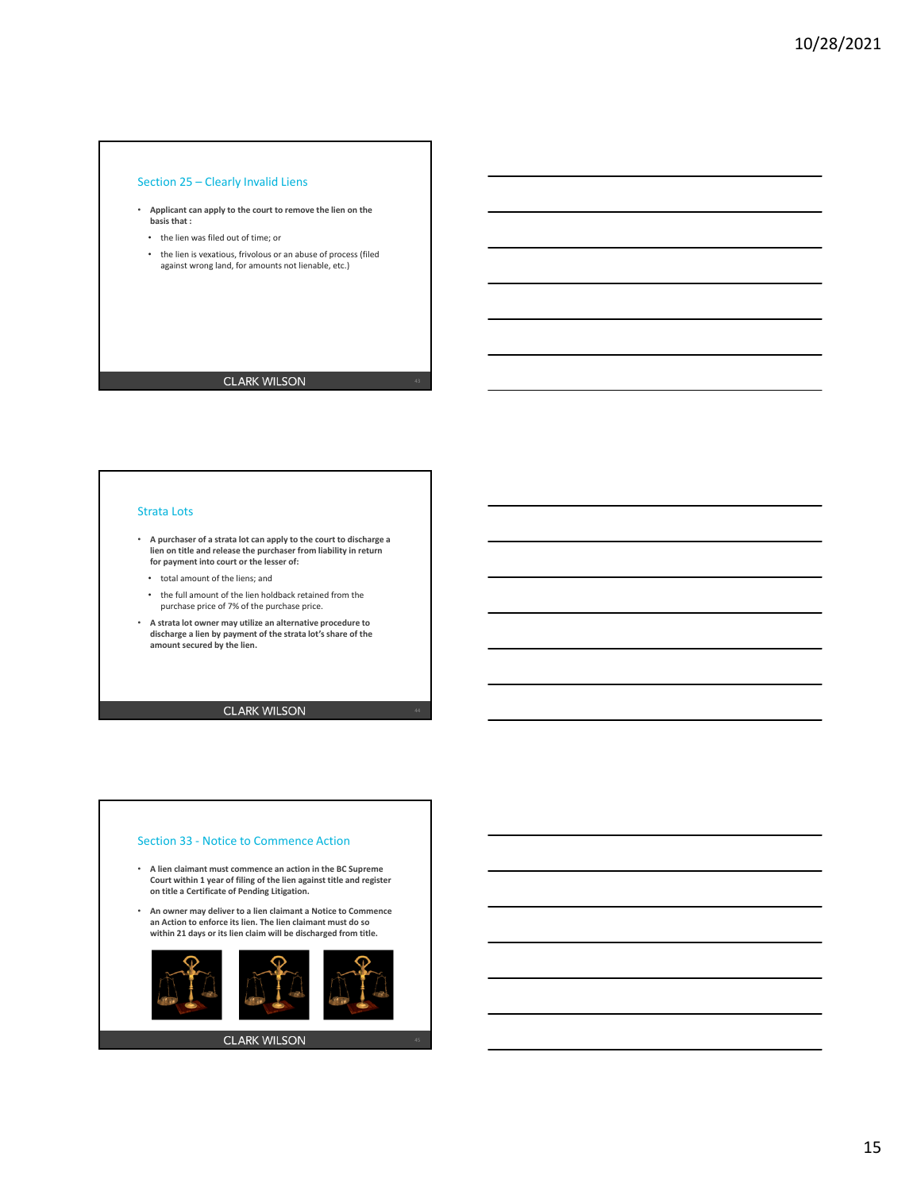## Section 25 – Clearly Invalid Liens

- **Applicant can apply to the court to remove the lien on the basis that :**
  - the lien was filed out of time; or
  - the lien is vexatious, frivolous or an abuse of process (filed against wrong land, for amounts not lienable, etc.)

CLARK WILSON

## Strata Lots

- **A purchaser of a strata lot can apply to the court to discharge a lien on title and release the purchaser from liability in return for payment into court or the lesser of:**
  - total amount of the liens; and
  - the full amount of the lien holdback retained from the purchase price of 7% of the purchase price.
- **A strata lot owner may utilize an alternative procedure to discharge a lien by payment of the strata lot's share of the amount secured by the lien.**

CLARK WILSON

## Section 33 - Notice to Commence Action

- **A lien claimant must commence an action in the BC Supreme Court within 1 year of filing of the lien against title and register on title a Certificate of Pending Litigation.**
- **An owner may deliver to a lien claimant a Notice to Commence an Action to enforce its lien. The lien claimant must do so within 21 days or its lien claim will be discharged from title.**

CLARK WILSON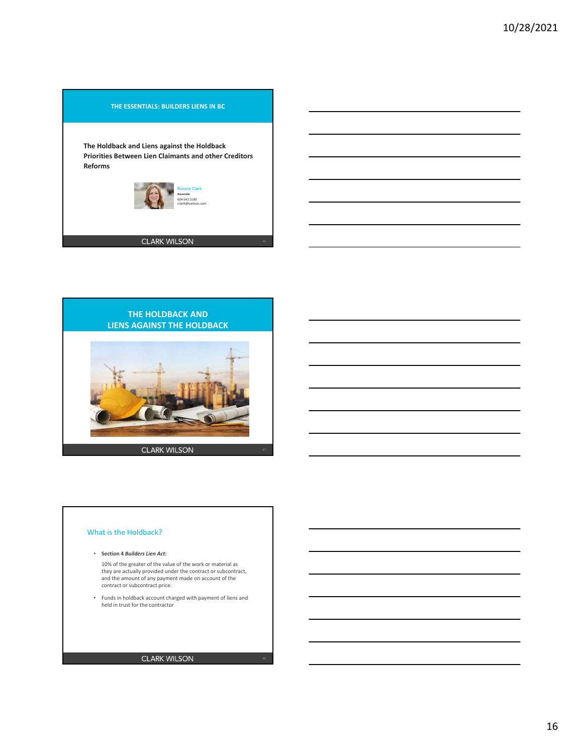## THE ESSENTIALS: BUILDERS LIENS IN BC

**The Holdback and Liens against the Holdback**
**Priorities Between Lien Claimants and other Creditors**
**Reforms**

Rosalie Clark
Associate
604 643 3190
rclark@cwilson.com

CLARK WILSON

## THE HOLDBACK AND LIENS AGAINST THE HOLDBACK

CLARK WILSON

### What is the Holdback?

- **Section 4 *Builders Lien Act*:**

  10% of the greater of the value of the work or material as they are actually provided under the contract or subcontract, and the amount of any payment made on account of the contract or subcontract price.

- Funds in holdback account charged with payment of liens and held in trust for the contractor

CLARK WILSON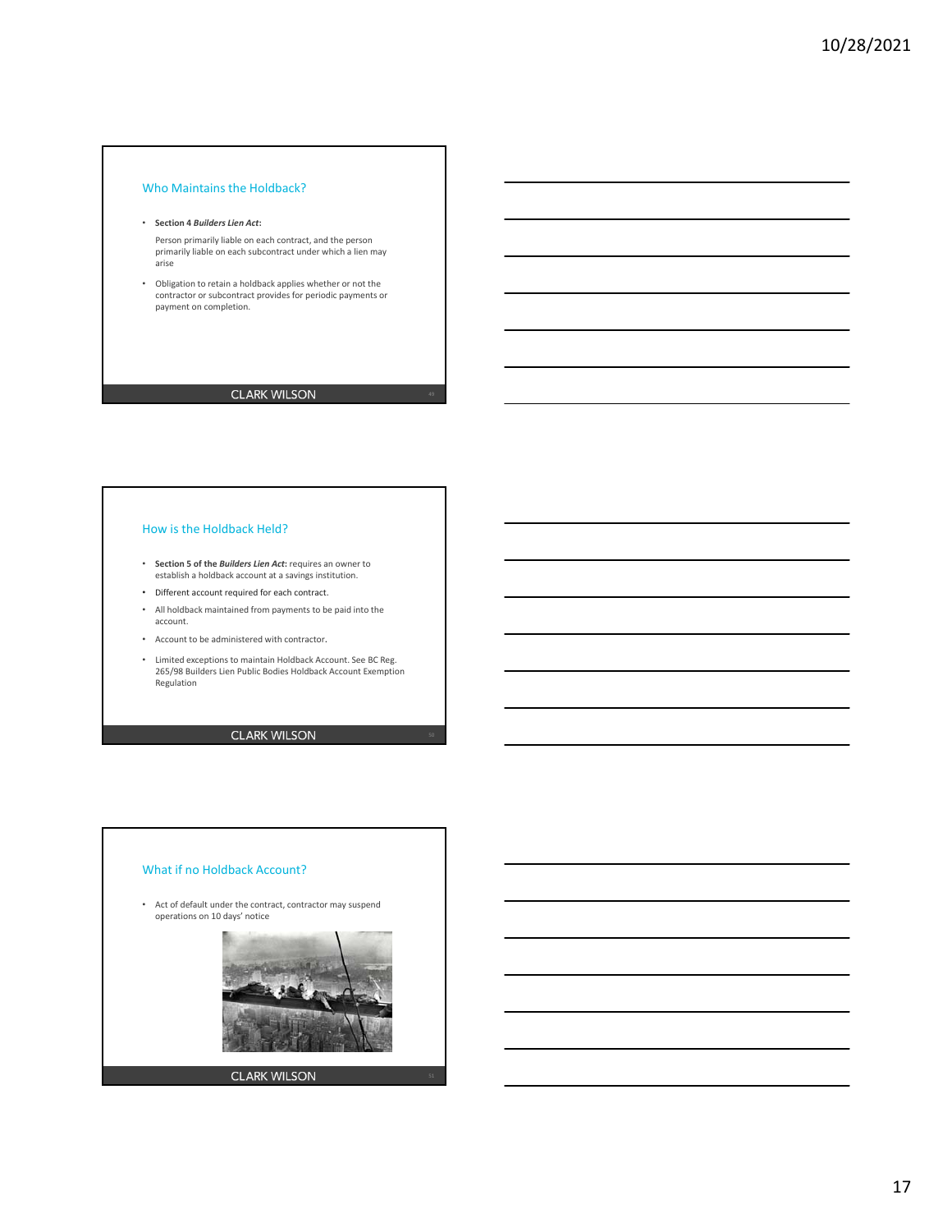## Who Maintains the Holdback?

- **Section 4 *Builders Lien Act*:**

  Person primarily liable on each contract, and the person primarily liable on each subcontract under which a lien may arise

- Obligation to retain a holdback applies whether or not the contractor or subcontract provides for periodic payments or payment on completion.

CLARK WILSON

## How is the Holdback Held?

- **Section 5 of the *Builders Lien Act*:** requires an owner to establish a holdback account at a savings institution.
- Different account required for each contract.
- All holdback maintained from payments to be paid into the account.
- Account to be administered with contractor.
- Limited exceptions to maintain Holdback Account. See BC Reg. 265/98 Builders Lien Public Bodies Holdback Account Exemption Regulation

CLARK WILSON

## What if no Holdback Account?

- Act of default under the contract, contractor may suspend operations on 10 days' notice

CLARK WILSON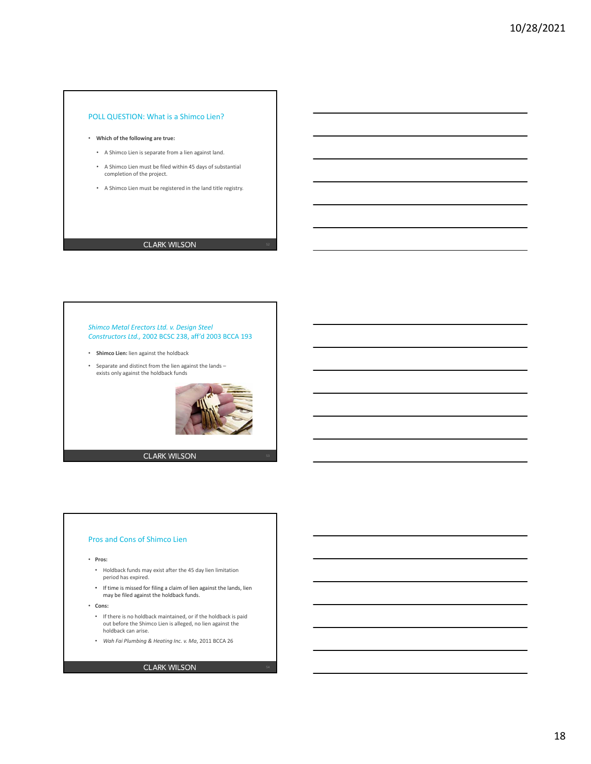## POLL QUESTION: What is a Shimco Lien?

- **Which of the following are true:**
  - A Shimco Lien is separate from a lien against land.
  - A Shimco Lien must be filed within 45 days of substantial completion of the project.
  - A Shimco Lien must be registered in the land title registry.

CLARK WILSON

## *Shimco Metal Erectors Ltd. v. Design Steel Constructors Ltd.*, 2002 BCSC 238, aff'd 2003 BCCA 193

- **Shimco Lien:** lien against the holdback
- Separate and distinct from the lien against the lands – exists only against the holdback funds

CLARK WILSON

## Pros and Cons of Shimco Lien

- **Pros:**
  - Holdback funds may exist after the 45 day lien limitation period has expired.
  - If time is missed for filing a claim of lien against the lands, lien may be filed against the holdback funds.
- **Cons:**
  - If there is no holdback maintained, or if the holdback is paid out before the Shimco Lien is alleged, no lien against the holdback can arise.
  - *Wah Fai Plumbing & Heating Inc. v. Ma*, 2011 BCCA 26

CLARK WILSON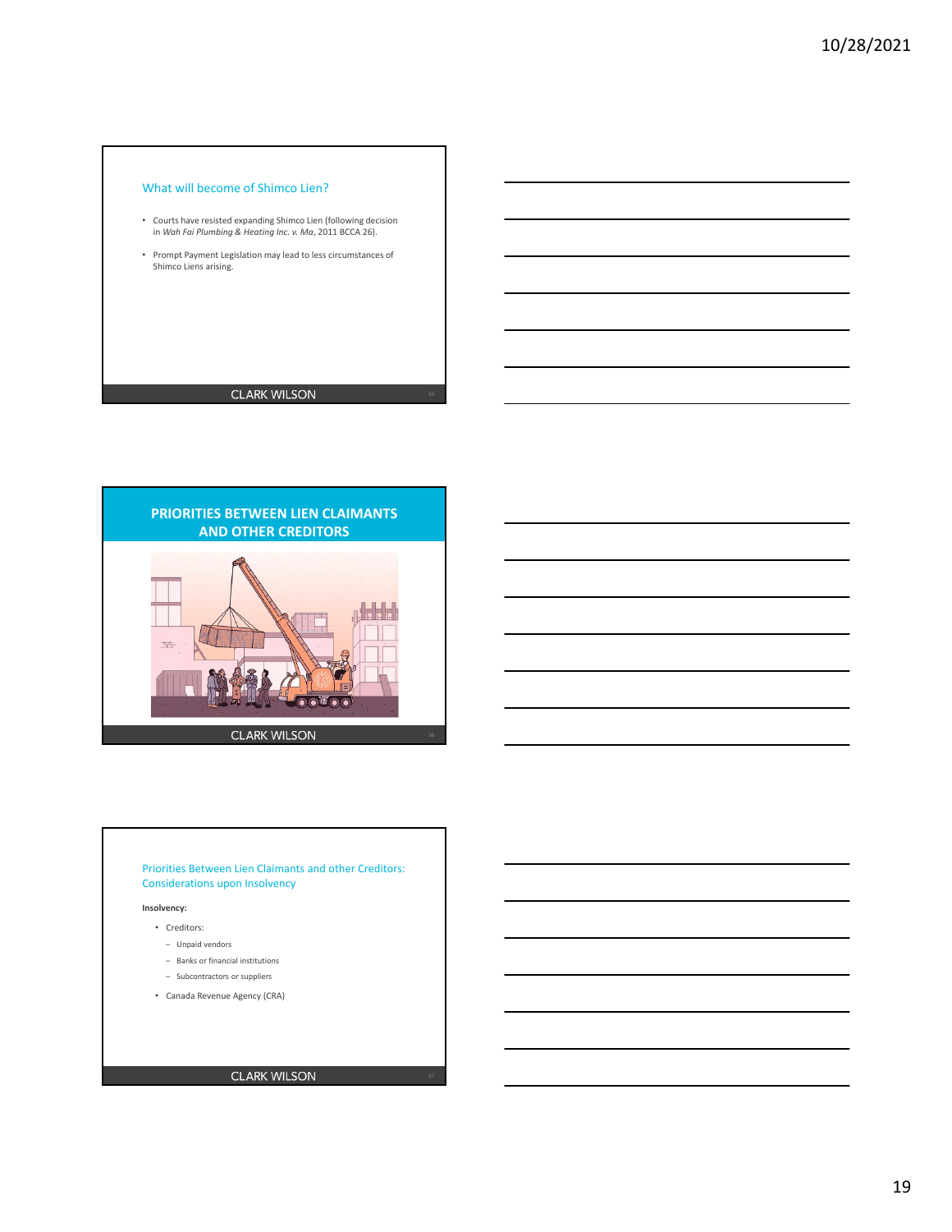## What will become of Shimco Lien?

- Courts have resisted expanding Shimco Lien (following decision in *Wah Fai Plumbing & Heating Inc. v. Ma*, 2011 BCCA 26).
- Prompt Payment Legislation may lead to less circumstances of Shimco Liens arising.

CLARK WILSON

## PRIORITIES BETWEEN LIEN CLAIMANTS AND OTHER CREDITORS

CLARK WILSON

## Priorities Between Lien Claimants and other Creditors: Considerations upon Insolvency

**Insolvency:**

- Creditors:
  - Unpaid vendors
  - Banks or financial institutions
  - Subcontractors or suppliers
- Canada Revenue Agency (CRA)

CLARK WILSON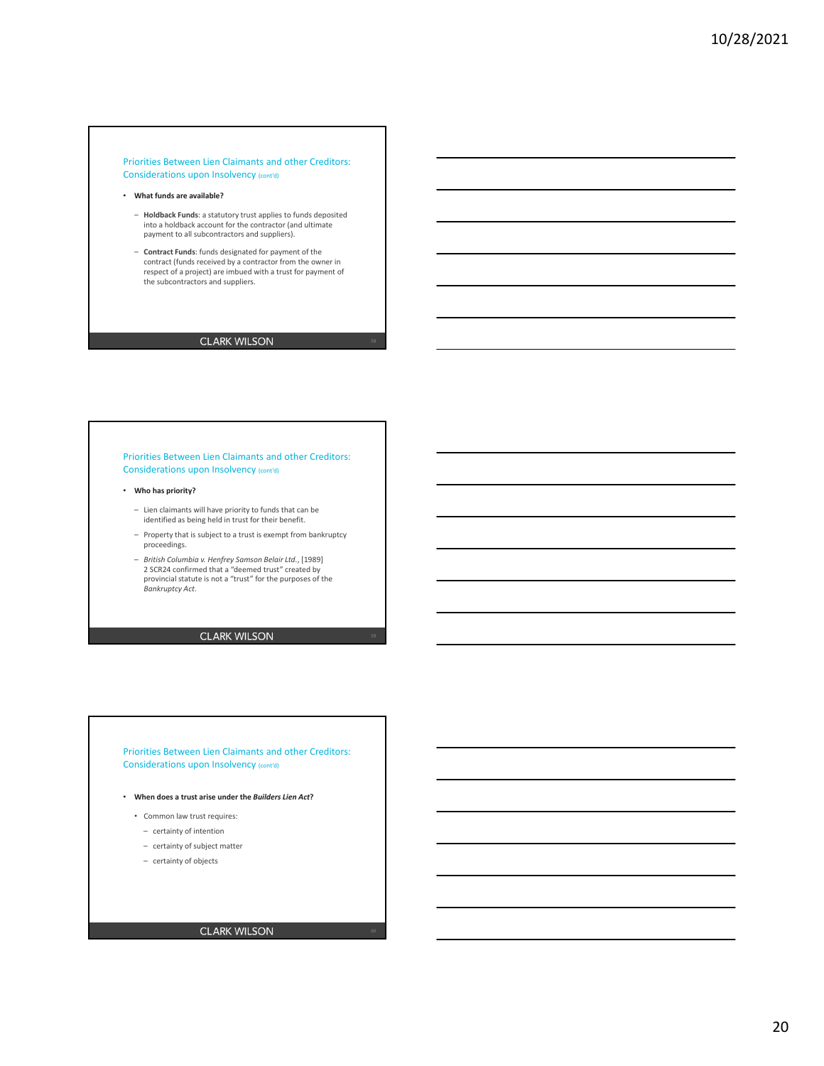## Priorities Between Lien Claimants and other Creditors: Considerations upon Insolvency (cont'd)

- **What funds are available?**
  - **Holdback Funds**: a statutory trust applies to funds deposited into a holdback account for the contractor (and ultimate payment to all subcontractors and suppliers).
  - **Contract Funds**: funds designated for payment of the contract (funds received by a contractor from the owner in respect of a project) are imbued with a trust for payment of the subcontractors and suppliers.

CLARK WILSON

## Priorities Between Lien Claimants and other Creditors: Considerations upon Insolvency (cont'd)

- **Who has priority?**
  - Lien claimants will have priority to funds that can be identified as being held in trust for their benefit.
  - Property that is subject to a trust is exempt from bankruptcy proceedings.
  - *British Columbia v. Henfrey Samson Belair Ltd.*, [1989] 2 SCR24 confirmed that a "deemed trust" created by provincial statute is not a "trust" for the purposes of the *Bankruptcy Act*.

CLARK WILSON

## Priorities Between Lien Claimants and other Creditors: Considerations upon Insolvency (cont'd)

- **When does a trust arise under the *Builders Lien Act*?**
  - Common law trust requires:
    - certainty of intention
    - certainty of subject matter
    - certainty of objects

CLARK WILSON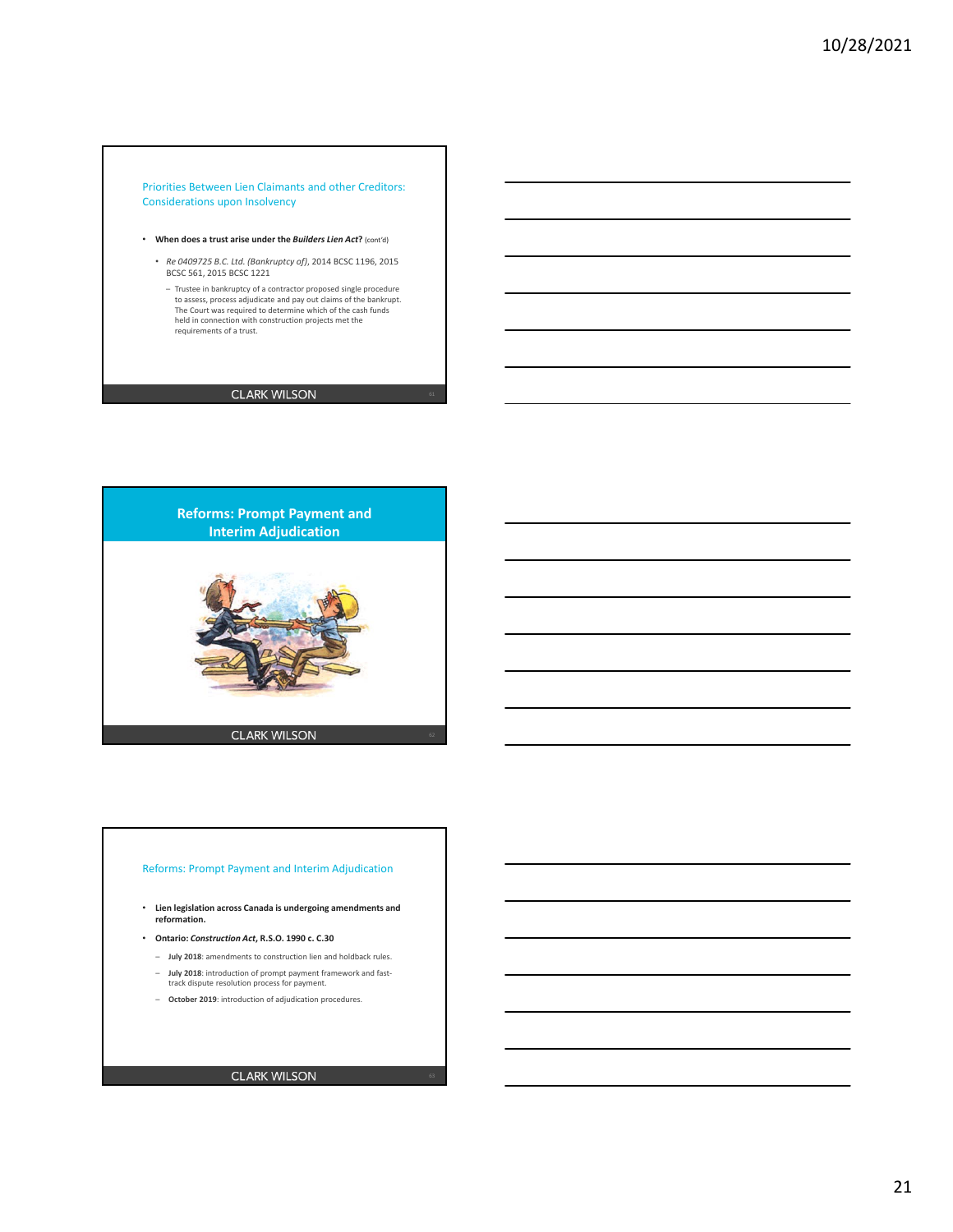## Priorities Between Lien Claimants and other Creditors: Considerations upon Insolvency

- **When does a trust arise under the *Builders Lien Act*?** (cont'd)
  - *Re 0409725 B.C. Ltd. (Bankruptcy of)*, 2014 BCSC 1196, 2015 BCSC 561, 2015 BCSC 1221
    - Trustee in bankruptcy of a contractor proposed single procedure to assess, process adjudicate and pay out claims of the bankrupt. The Court was required to determine which of the cash funds held in connection with construction projects met the requirements of a trust.

CLARK WILSON

## Reforms: Prompt Payment and Interim Adjudication

CLARK WILSON

## Reforms: Prompt Payment and Interim Adjudication

- **Lien legislation across Canada is undergoing amendments and reformation.**
- **Ontario: *Construction Act*, R.S.O. 1990 c. C.30**
  - **July 2018**: amendments to construction lien and holdback rules.
  - **July 2018**: introduction of prompt payment framework and fast-track dispute resolution process for payment.
  - **October 2019**: introduction of adjudication procedures.

CLARK WILSON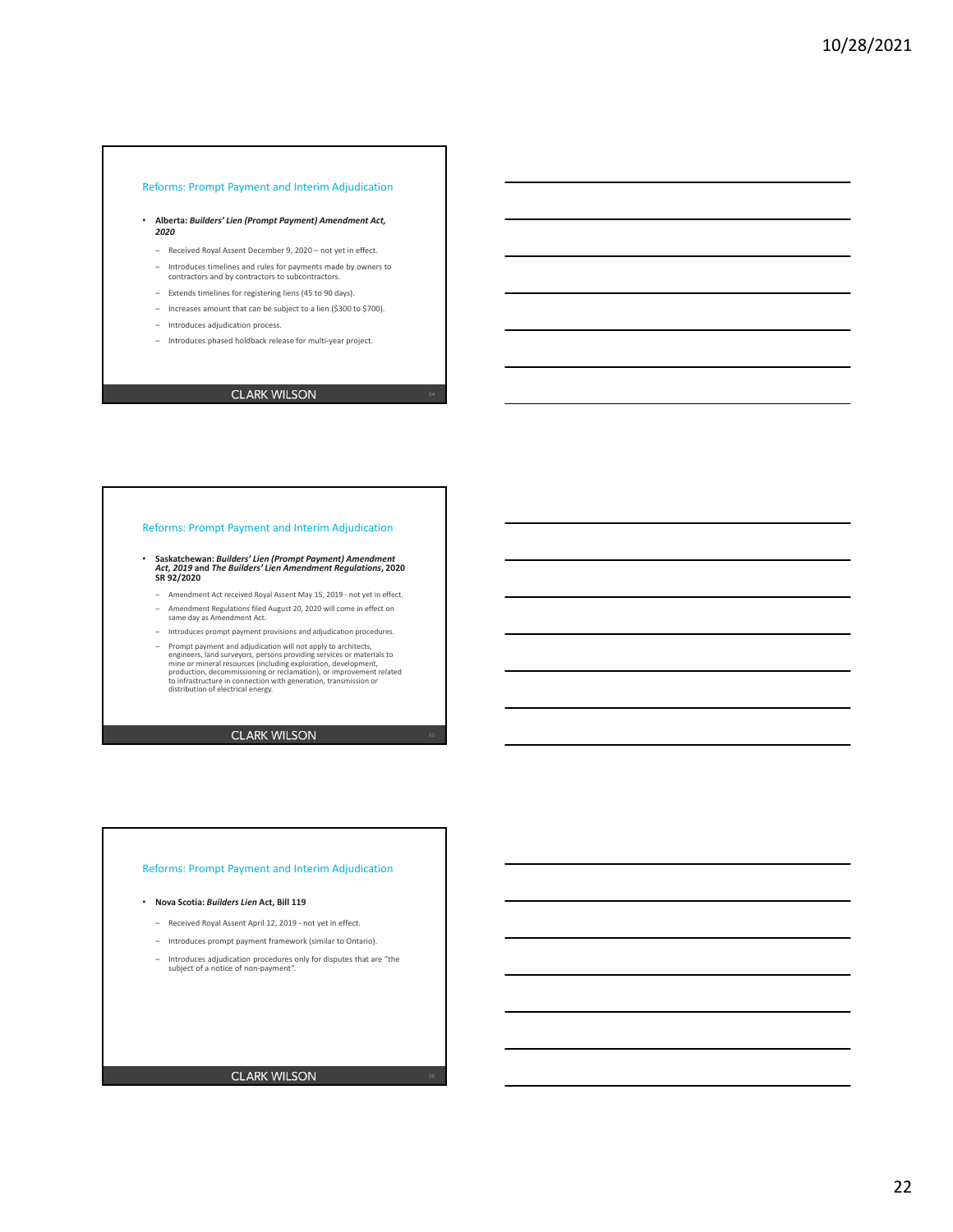## Reforms: Prompt Payment and Interim Adjudication

- **Alberta: *Builders' Lien (Prompt Payment) Amendment Act, 2020***
  - Received Royal Assent December 9, 2020 – not yet in effect.
  - Introduces timelines and rules for payments made by owners to contractors and by contractors to subcontractors.
  - Extends timelines for registering liens (45 to 90 days).
  - Increases amount that can be subject to a lien ($300 to $700).
  - Introduces adjudication process.
  - Introduces phased holdback release for multi-year project.

CLARK WILSON

## Reforms: Prompt Payment and Interim Adjudication

- **Saskatchewan: *Builders' Lien (Prompt Payment) Amendment Act, 2019* and *The Builders' Lien Amendment Regulations*, 2020 SR 92/2020**
  - Amendment Act received Royal Assent May 15, 2019 - not yet in effect.
  - Amendment Regulations filed August 20, 2020 will come in effect on same day as Amendment Act.
  - Introduces prompt payment provisions and adjudication procedures.
  - Prompt payment and adjudication will not apply to architects, engineers, land surveyors, persons providing services or materials to mine or mineral resources (including exploration, development, production, decommissioning or reclamation), or improvement related to infrastructure in connection with generation, transmission or distribution of electrical energy.

CLARK WILSON

## Reforms: Prompt Payment and Interim Adjudication

- **Nova Scotia: *Builders Lien* Act, Bill 119**
  - Received Royal Assent April 12, 2019 - not yet in effect.
  - Introduces prompt payment framework (similar to Ontario).
  - Introduces adjudication procedures only for disputes that are "the subject of a notice of non-payment".

CLARK WILSON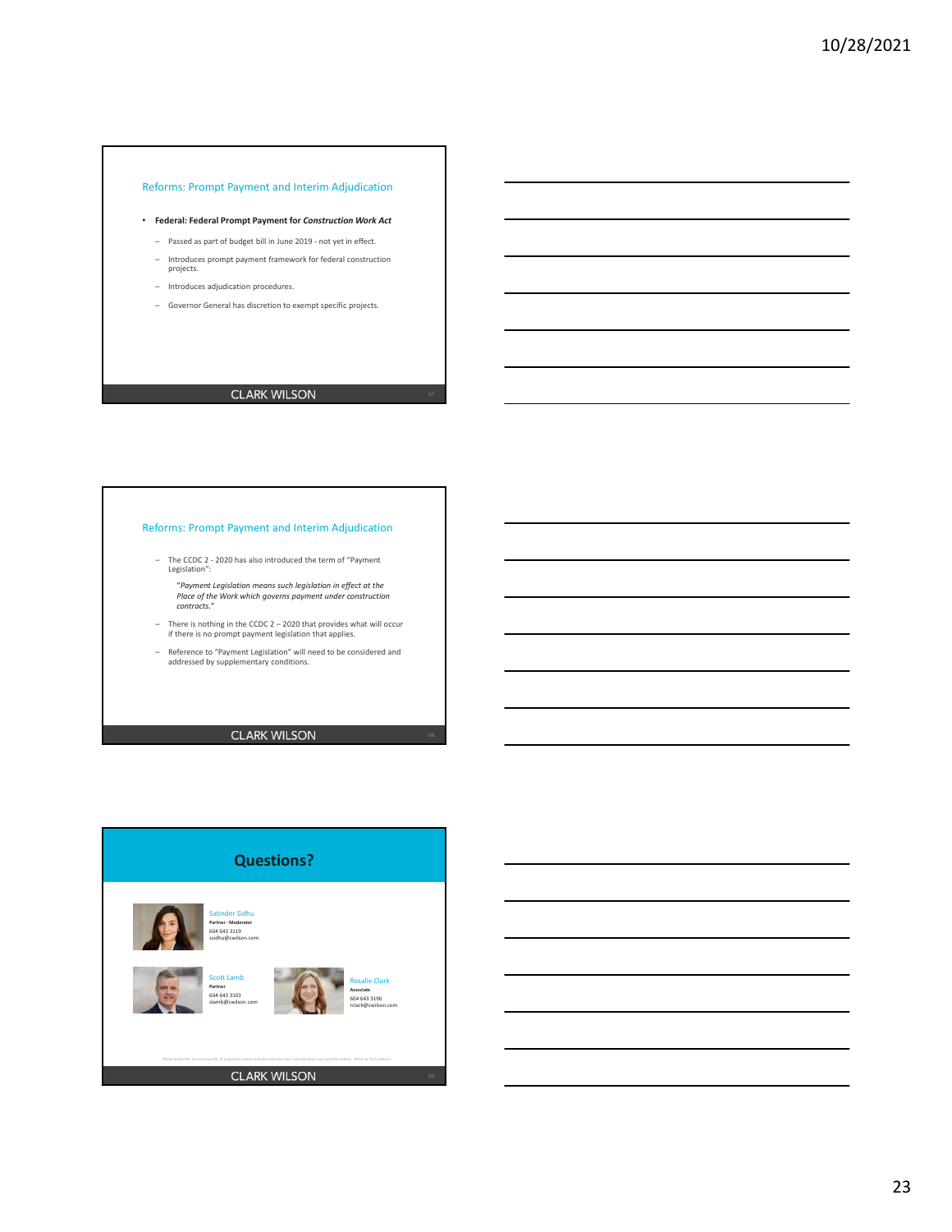## Reforms: Prompt Payment and Interim Adjudication

- **Federal: Federal Prompt Payment for *Construction Work Act***
  - Passed as part of budget bill in June 2019 - not yet in effect.
  - Introduces prompt payment framework for federal construction projects.
  - Introduces adjudication procedures.
  - Governor General has discretion to exempt specific projects.

CLARK WILSON

## Reforms: Prompt Payment and Interim Adjudication

- The CCDC 2 - 2020 has also introduced the term of "Payment Legislation":

  *"Payment Legislation means such legislation in effect at the Place of the Work which governs payment under construction contracts."*

- There is nothing in the CCDC 2 – 2020 that provides what will occur if there is no prompt payment legislation that applies.
- Reference to "Payment Legislation" will need to be considered and addressed by supplementary conditions.

CLARK WILSON

## Questions?

Satinder Sidhu
**Partner - Moderator**
604 643 3119
ssidhu@cwilson.com

Scott Lamb
**Partner**
604 643 3103
slamb@cwilson.com

Rosalie Clark
**Associate**
604 643 3190
rclark@cwilson.com

These materials are necessarily of a general nature and do not take into consideration any specific matter, client or fact pattern.

CLARK WILSON